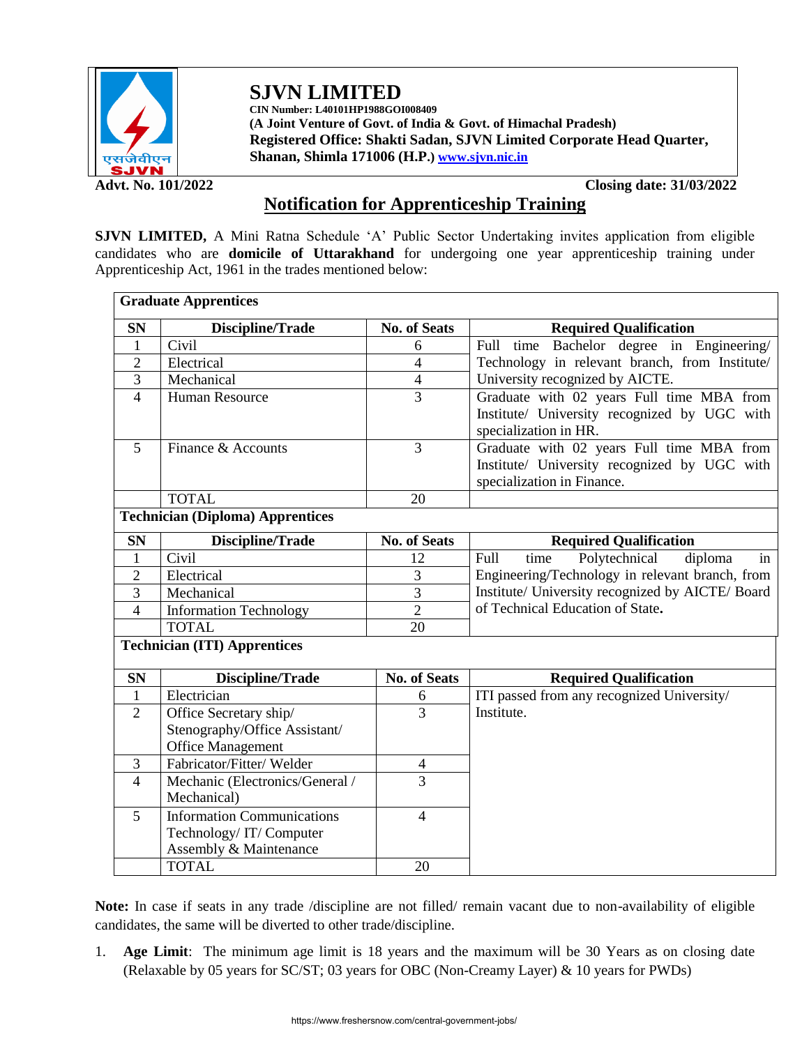# SJVN LIMITED

**CIN Number: L40101HP1988GOI008409**
**(A Joint Venture of Govt. of India & Govt. of Himachal Pradesh)**
**Registered Office: Shakti Sadan, SJVN Limited Corporate Head Quarter, Shanan, Shimla 171006 (H.P.)** [www.sjvn.nic.in](http://www.sjvn.nic.in)

**Advt. No. 101/2022** **Closing date: 31/03/2022**

## Notification for Apprenticeship Training

**SJVN LIMITED,** A Mini Ratna Schedule 'A' Public Sector Undertaking invites application from eligible candidates who are **domicile of Uttarakhand** for undergoing one year apprenticeship training under Apprenticeship Act, 1961 in the trades mentioned below:

**Graduate Apprentices**

| SN | Discipline/Trade | No. of Seats | Required Qualification |
|---|---|---|---|
| 1 | Civil | 6 | Full time Bachelor degree in Engineering/ Technology in relevant branch, from Institute/ University recognized by AICTE. |
| 2 | Electrical | 4 | |
| 3 | Mechanical | 4 | |
| 4 | Human Resource | 3 | Graduate with 02 years Full time MBA from Institute/ University recognized by UGC with specialization in HR. |
| 5 | Finance & Accounts | 3 | Graduate with 02 years Full time MBA from Institute/ University recognized by UGC with specialization in Finance. |
| | TOTAL | 20 | |

**Technician (Diploma) Apprentices**

| SN | Discipline/Trade | No. of Seats | Required Qualification |
|---|---|---|---|
| 1 | Civil | 12 | Full time Polytechnical diploma in Engineering/Technology in relevant branch, from Institute/ University recognized by AICTE/ Board of Technical Education of State. |
| 2 | Electrical | 3 | |
| 3 | Mechanical | 3 | |
| 4 | Information Technology | 2 | |
| | TOTAL | 20 | |

**Technician (ITI) Apprentices**

| SN | Discipline/Trade | No. of Seats | Required Qualification |
|---|---|---|---|
| 1 | Electrician | 6 | ITI passed from any recognized University/ Institute. |
| 2 | Office Secretary ship/ Stenography/Office Assistant/ Office Management | 3 | |
| 3 | Fabricator/Fitter/ Welder | 4 | |
| 4 | Mechanic (Electronics/General / Mechanical) | 3 | |
| 5 | Information Communications Technology/ IT/ Computer Assembly & Maintenance | 4 | |
| | TOTAL | 20 | |

**Note:** In case if seats in any trade /discipline are not filled/ remain vacant due to non-availability of eligible candidates, the same will be diverted to other trade/discipline.

1. **Age Limit**: The minimum age limit is 18 years and the maximum will be 30 Years as on closing date (Relaxable by 05 years for SC/ST; 03 years for OBC (Non-Creamy Layer) & 10 years for PWDs)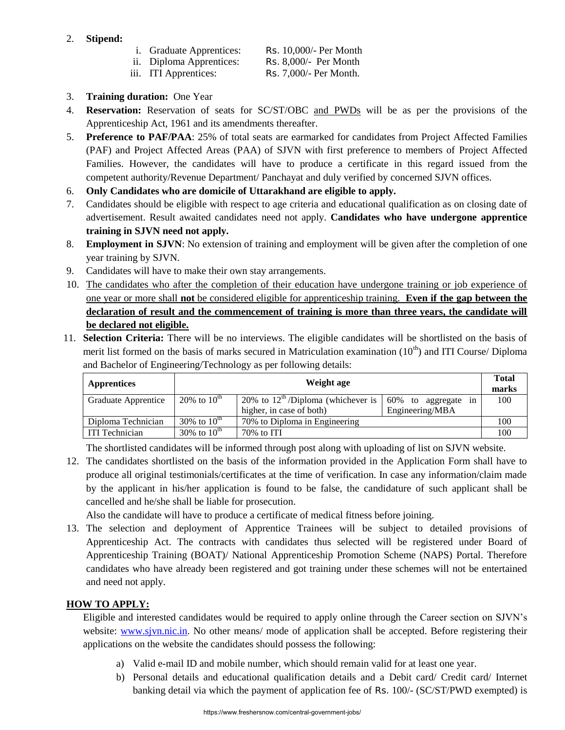2. **Stipend:**
   - i. Graduate Apprentices: Rs. 10,000/- Per Month
   - ii. Diploma Apprentices: Rs. 8,000/- Per Month
   - iii. ITI Apprentices: Rs. 7,000/- Per Month.
3. **Training duration:** One Year
4. **Reservation:** Reservation of seats for SC/ST/OBC and PWDs will be as per the provisions of the Apprenticeship Act, 1961 and its amendments thereafter.
5. **Preference to PAF/PAA**: 25% of total seats are earmarked for candidates from Project Affected Families (PAF) and Project Affected Areas (PAA) of SJVN with first preference to members of Project Affected Families. However, the candidates will have to produce a certificate in this regard issued from the competent authority/Revenue Department/ Panchayat and duly verified by concerned SJVN offices.
6. **Only Candidates who are domicile of Uttarakhand are eligible to apply.**
7. Candidates should be eligible with respect to age criteria and educational qualification as on closing date of advertisement. Result awaited candidates need not apply. **Candidates who have undergone apprentice training in SJVN need not apply.**
8. **Employment in SJVN**: No extension of training and employment will be given after the completion of one year training by SJVN.
9. Candidates will have to make their own stay arrangements.
10. The candidates who after the completion of their education have undergone training or job experience of one year or more shall **not** be considered eligible for apprenticeship training. **Even if the gap between the declaration of result and the commencement of training is more than three years, the candidate will be declared not eligible.**
11. **Selection Criteria:** There will be no interviews. The eligible candidates will be shortlisted on the basis of merit list formed on the basis of marks secured in Matriculation examination (10th) and ITI Course/ Diploma and Bachelor of Engineering/Technology as per following details:

| Apprentices | Weight age | | | Total marks |
|---|---|---|---|---|
| Graduate Apprentice | 20% to 10th | 20% to 12th /Diploma (whichever is higher, in case of both) | 60% to aggregate in Engineering/MBA | 100 |
| Diploma Technician | 30% to 10th | 70% to Diploma in Engineering | | 100 |
| ITI Technician | 30% to 10th | 70% to ITI | | 100 |

The shortlisted candidates will be informed through post along with uploading of list on SJVN website.

12. The candidates shortlisted on the basis of the information provided in the Application Form shall have to produce all original testimonials/certificates at the time of verification. In case any information/claim made by the applicant in his/her application is found to be false, the candidature of such applicant shall be cancelled and he/she shall be liable for prosecution.

    Also the candidate will have to produce a certificate of medical fitness before joining.
13. The selection and deployment of Apprentice Trainees will be subject to detailed provisions of Apprenticeship Act. The contracts with candidates thus selected will be registered under Board of Apprenticeship Training (BOAT)/ National Apprenticeship Promotion Scheme (NAPS) Portal. Therefore candidates who have already been registered and got training under these schemes will not be entertained and need not apply.

## HOW TO APPLY:

Eligible and interested candidates would be required to apply online through the Career section on SJVN's website: www.sjvn.nic.in. No other means/ mode of application shall be accepted. Before registering their applications on the website the candidates should possess the following:

a) Valid e-mail ID and mobile number, which should remain valid for at least one year.
b) Personal details and educational qualification details and a Debit card/ Credit card/ Internet banking detail via which the payment of application fee of Rs. 100/- (SC/ST/PWD exempted) is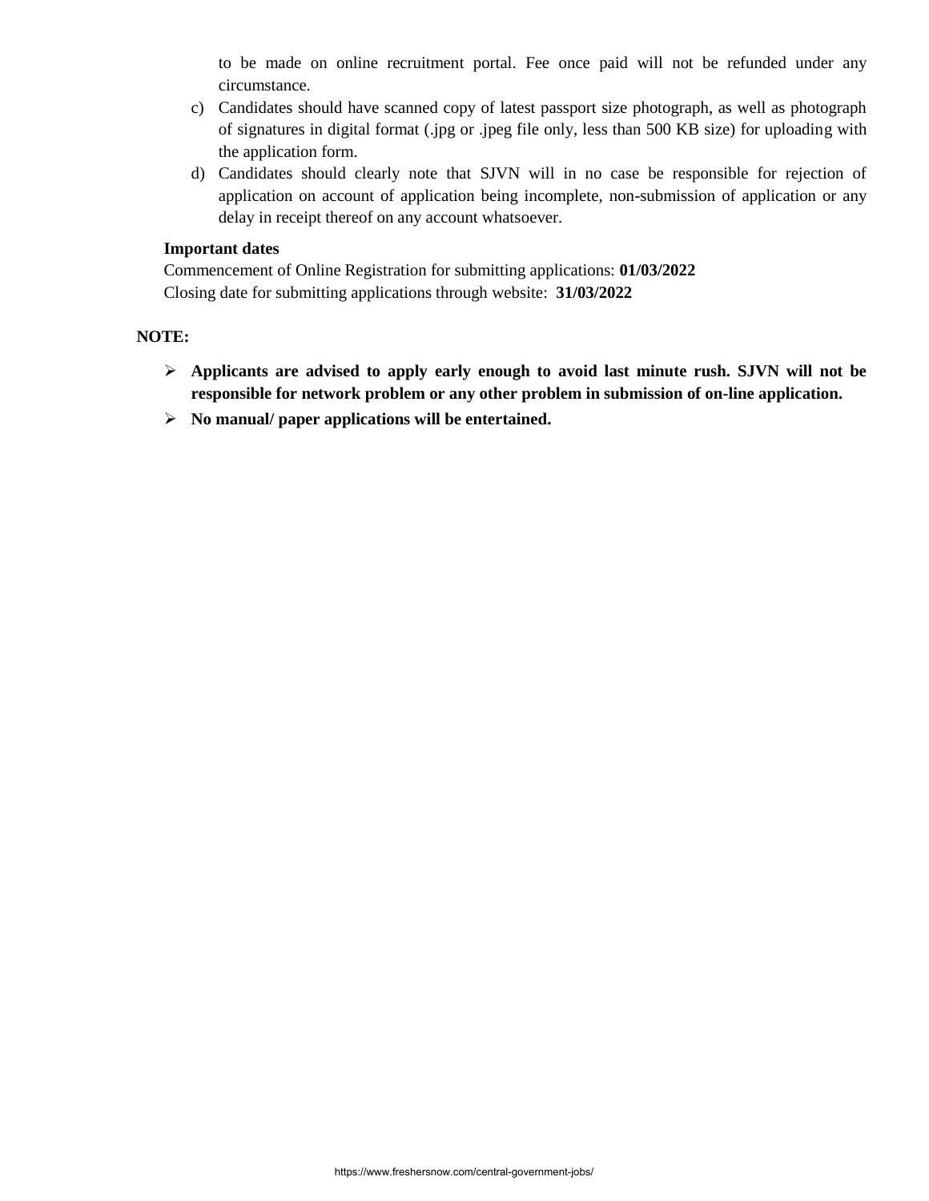to be made on online recruitment portal. Fee once paid will not be refunded under any circumstance.

c) Candidates should have scanned copy of latest passport size photograph, as well as photograph of signatures in digital format (.jpg or .jpeg file only, less than 500 KB size) for uploading with the application form.

d) Candidates should clearly note that SJVN will in no case be responsible for rejection of application on account of application being incomplete, non-submission of application or any delay in receipt thereof on any account whatsoever.

**Important dates**

Commencement of Online Registration for submitting applications: **01/03/2022**

Closing date for submitting applications through website: **31/03/2022**

**NOTE:**

- **Applicants are advised to apply early enough to avoid last minute rush. SJVN will not be responsible for network problem or any other problem in submission of on-line application.**
- **No manual/ paper applications will be entertained.**